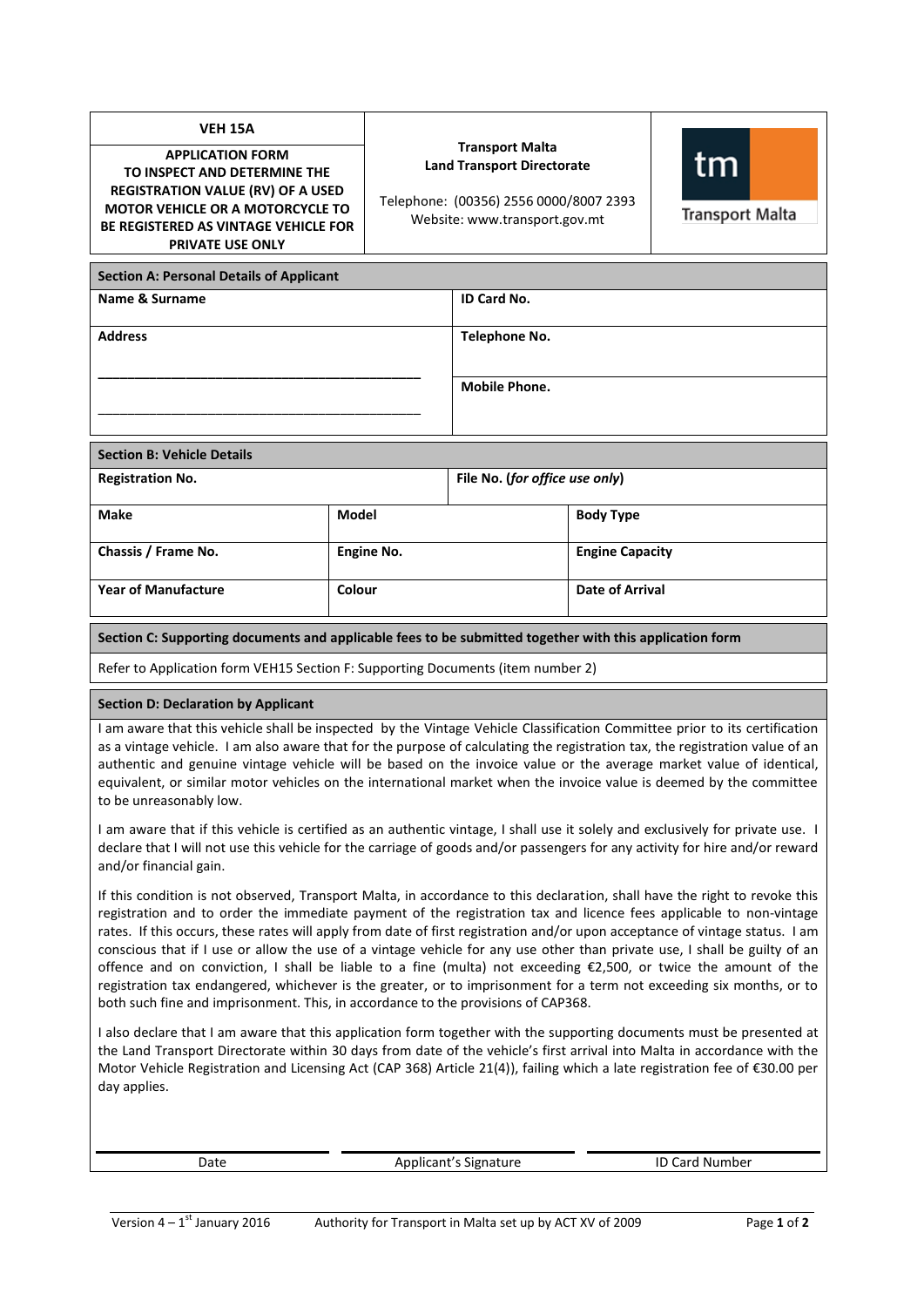**VEH 15A**

**APPLICATION FORM TO INSPECT AND DETERMINE THE REGISTRATION VALUE (RV) OF A USED MOTOR VEHICLE OR A MOTORCYCLE TO BE REGISTERED AS VINTAGE VEHICLE FOR PRIVATE USE ONLY**

**Transport Malta**
**Land Transport Directorate**

Telephone: (00356) 2556 0000/8007 2393
Website: www.transport.gov.mt

Transport Malta

| **Section A: Personal Details of Applicant** | |
|---|---|
| **Name & Surname** | **ID Card No.** |
| **Address** ________________________ ________________________ | **Telephone No.** |
| | **Mobile Phone.** |

| **Section B: Vehicle Details** | | |
|---|---|---|
| **Registration No.** | **File No. (*for office use only*)** | |
| **Make** | **Model** | **Body Type** |
| **Chassis / Frame No.** | **Engine No.** | **Engine Capacity** |
| **Year of Manufacture** | **Colour** | **Date of Arrival** |

**Section C: Supporting documents and applicable fees to be submitted together with this application form**

Refer to Application form VEH15 Section F: Supporting Documents (item number 2)

**Section D: Declaration by Applicant**

I am aware that this vehicle shall be inspected by the Vintage Vehicle Classification Committee prior to its certification as a vintage vehicle. I am also aware that for the purpose of calculating the registration tax, the registration value of an authentic and genuine vintage vehicle will be based on the invoice value or the average market value of identical, equivalent, or similar motor vehicles on the international market when the invoice value is deemed by the committee to be unreasonably low.

I am aware that if this vehicle is certified as an authentic vintage, I shall use it solely and exclusively for private use. I declare that I will not use this vehicle for the carriage of goods and/or passengers for any activity for hire and/or reward and/or financial gain.

If this condition is not observed, Transport Malta, in accordance to this declaration, shall have the right to revoke this registration and to order the immediate payment of the registration tax and licence fees applicable to non-vintage rates. If this occurs, these rates will apply from date of first registration and/or upon acceptance of vintage status. I am conscious that if I use or allow the use of a vintage vehicle for any use other than private use, I shall be guilty of an offence and on conviction, I shall be liable to a fine (multa) not exceeding €2,500, or twice the amount of the registration tax endangered, whichever is the greater, or to imprisonment for a term not exceeding six months, or to both such fine and imprisonment. This, in accordance to the provisions of CAP368.

I also declare that I am aware that this application form together with the supporting documents must be presented at the Land Transport Directorate within 30 days from date of the vehicle's first arrival into Malta in accordance with the Motor Vehicle Registration and Licensing Act (CAP 368) Article 21(4)), failing which a late registration fee of €30.00 per day applies.

| ____________ | ____________ | ____________ |
|---|---|---|
| Date | Applicant's Signature | ID Card Number |

Version 4 – 1st January 2016 Authority for Transport in Malta set up by ACT XV of 2009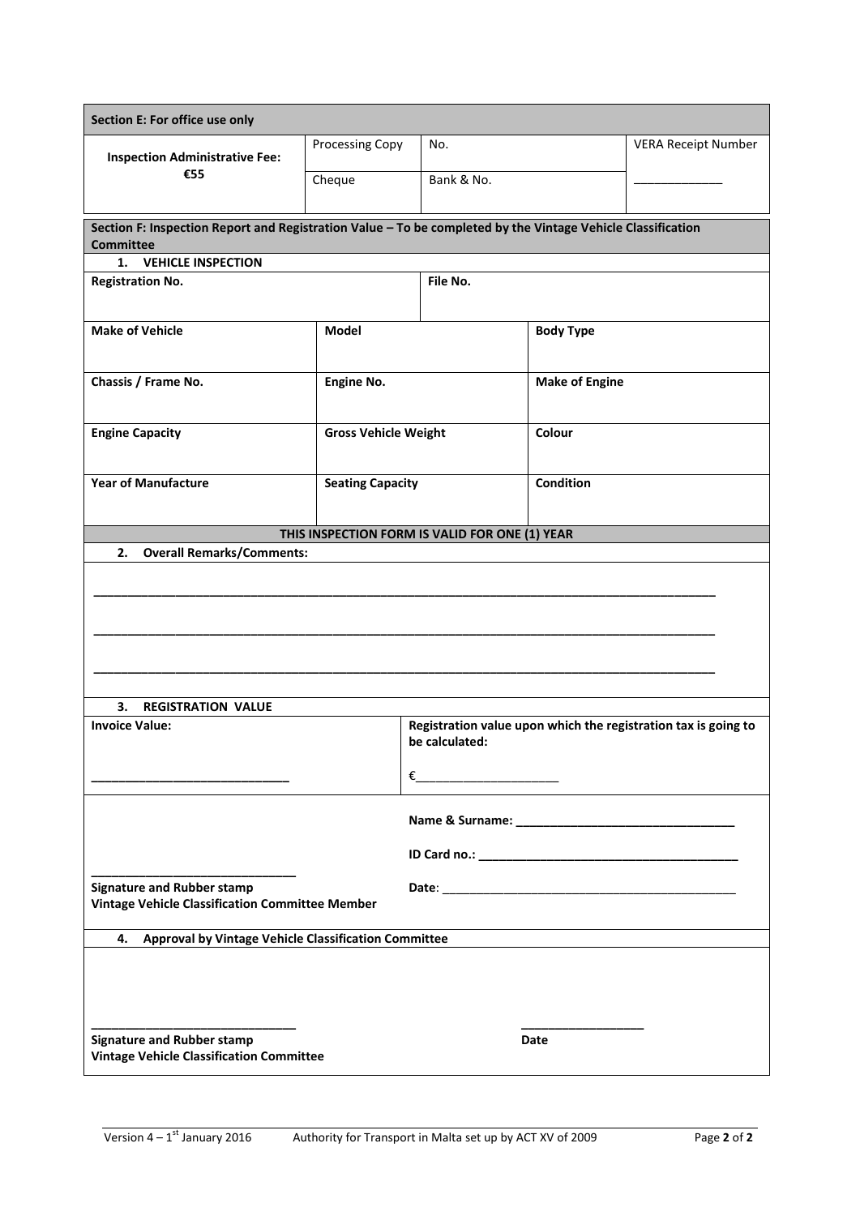**Section E: For office use only**

| | | | |
|---|---|---|---|
| **Inspection Administrative Fee: €55** | Processing Copy | No. | VERA Receipt Number |
| | Cheque | Bank & No. | _____________ |

**Section F: Inspection Report and Registration Value – To be completed by the Vintage Vehicle Classification Committee**

**1. VEHICLE INSPECTION**

| | | |
|---|---|---|
| **Registration No.** | **File No.** | |
| **Make of Vehicle** | **Model** | **Body Type** |
| **Chassis / Frame No.** | **Engine No.** | **Make of Engine** |
| **Engine Capacity** | **Gross Vehicle Weight** | **Colour** |
| **Year of Manufacture** | **Seating Capacity** | **Condition** |

**THIS INSPECTION FORM IS VALID FOR ONE (1) YEAR**

**2. Overall Remarks/Comments:**

_______________________________________________________________________________________

_______________________________________________________________________________________

_______________________________________________________________________________________

**3. REGISTRATION VALUE**

| | |
|---|---|
| **Invoice Value:** | **Registration value upon which the registration tax is going to be calculated:** |
| ____________________________ | €____________________ |

**Name & Surname:** _______________________________

**ID Card no.:** ____________________________________

______________________________

**Signature and Rubber stamp**
**Vintage Vehicle Classification Committee Member**

**Date**: __________________________________________

**4. Approval by Vintage Vehicle Classification Committee**

______________________________

**Signature and Rubber stamp**
**Vintage Vehicle Classification Committee**

_________________

**Date**

Version 4 – 1st January 2016 Authority for Transport in Malta set up by ACT XV of 2009